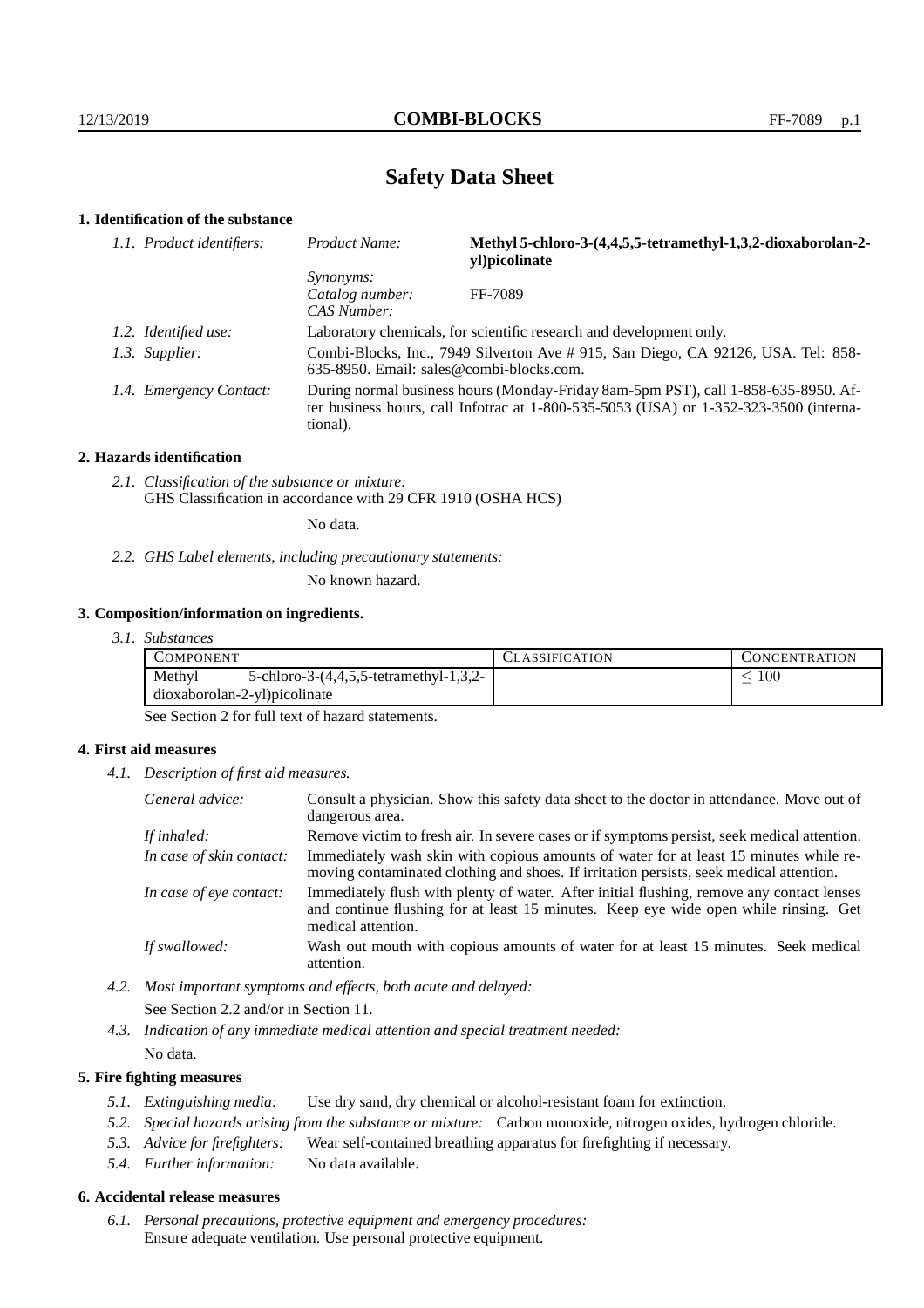# Safety Data Sheet

## 1. Identification of the substance

*1.1. Product identifiers:*

| | |
|---|---|
| *Product Name:* | **Methyl 5-chloro-3-(4,4,5,5-tetramethyl-1,3,2-dioxaborolan-2-yl)picolinate** |
| *Synonyms:* | |
| *Catalog number:* | FF-7089 |
| *CAS Number:* | |

*1.2. Identified use:* Laboratory chemicals, for scientific research and development only.

*1.3. Supplier:* Combi-Blocks, Inc., 7949 Silverton Ave # 915, San Diego, CA 92126, USA. Tel: 858-635-8950. Email: sales@combi-blocks.com.

*1.4. Emergency Contact:* During normal business hours (Monday-Friday 8am-5pm PST), call 1-858-635-8950. After business hours, call Infotrac at 1-800-535-5053 (USA) or 1-352-323-3500 (international).

## 2. Hazards identification

*2.1. Classification of the substance or mixture:*
GHS Classification in accordance with 29 CFR 1910 (OSHA HCS)

No data.

*2.2. GHS Label elements, including precautionary statements:*

No known hazard.

## 3. Composition/information on ingredients.

*3.1. Substances*

| COMPONENT | CLASSIFICATION | CONCENTRATION |
|---|---|---|
| Methyl 5-chloro-3-(4,4,5,5-tetramethyl-1,3,2-dioxaborolan-2-yl)picolinate | | $\leq 100$ |

See Section 2 for full text of hazard statements.

## 4. First aid measures

*4.1. Description of first aid measures.*

*General advice:* Consult a physician. Show this safety data sheet to the doctor in attendance. Move out of dangerous area.

*If inhaled:* Remove victim to fresh air. In severe cases or if symptoms persist, seek medical attention.

*In case of skin contact:* Immediately wash skin with copious amounts of water for at least 15 minutes while removing contaminated clothing and shoes. If irritation persists, seek medical attention.

*In case of eye contact:* Immediately flush with plenty of water. After initial flushing, remove any contact lenses and continue flushing for at least 15 minutes. Keep eye wide open while rinsing. Get medical attention.

*If swallowed:* Wash out mouth with copious amounts of water for at least 15 minutes. Seek medical attention.

*4.2. Most important symptoms and effects, both acute and delayed:*

See Section 2.2 and/or in Section 11.

*4.3. Indication of any immediate medical attention and special treatment needed:*

No data.

## 5. Fire fighting measures

*5.1. Extinguishing media:* Use dry sand, dry chemical or alcohol-resistant foam for extinction.

*5.2. Special hazards arising from the substance or mixture:* Carbon monoxide, nitrogen oxides, hydrogen chloride.

*5.3. Advice for firefighters:* Wear self-contained breathing apparatus for firefighting if necessary.

*5.4. Further information:* No data available.

## 6. Accidental release measures

*6.1. Personal precautions, protective equipment and emergency procedures:*
Ensure adequate ventilation. Use personal protective equipment.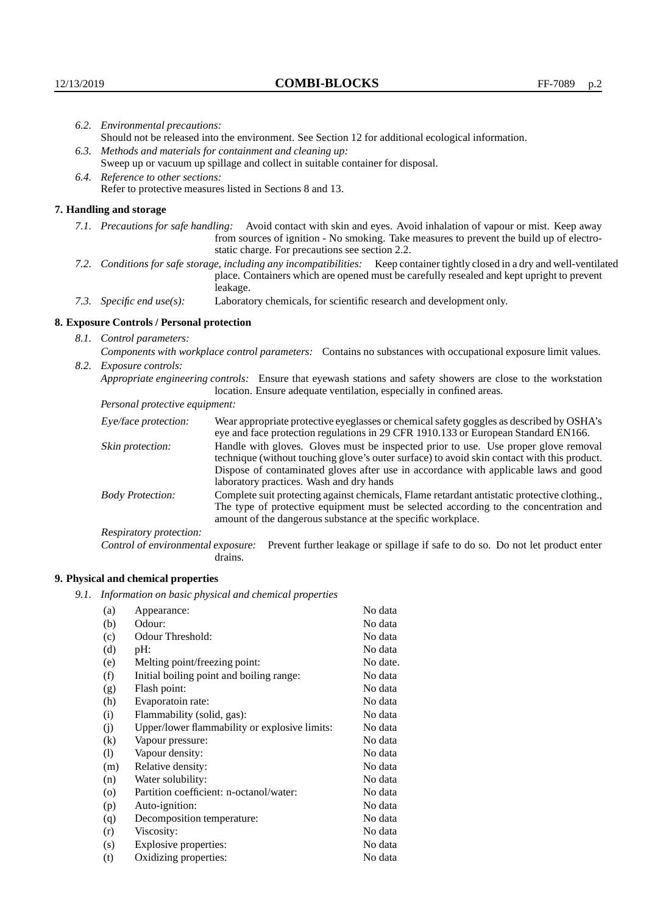6.2. *Environmental precautions:*
Should not be released into the environment. See Section 12 for additional ecological information.

6.3. *Methods and materials for containment and cleaning up:*
Sweep up or vacuum up spillage and collect in suitable container for disposal.

6.4. *Reference to other sections:*
Refer to protective measures listed in Sections 8 and 13.

## 7. Handling and storage

7.1. *Precautions for safe handling:* Avoid contact with skin and eyes. Avoid inhalation of vapour or mist. Keep away from sources of ignition - No smoking. Take measures to prevent the build up of electrostatic charge. For precautions see section 2.2.

7.2. *Conditions for safe storage, including any incompatibilities:* Keep container tightly closed in a dry and well-ventilated place. Containers which are opened must be carefully resealed and kept upright to prevent leakage.

7.3. *Specific end use(s):* Laboratory chemicals, for scientific research and development only.

## 8. Exposure Controls / Personal protection

8.1. *Control parameters:*
*Components with workplace control parameters:* Contains no substances with occupational exposure limit values.

8.2. *Exposure controls:*
*Appropriate engineering controls:* Ensure that eyewash stations and safety showers are close to the workstation location. Ensure adequate ventilation, especially in confined areas.

*Personal protective equipment:*

*Eye/face protection:* Wear appropriate protective eyeglasses or chemical safety goggles as described by OSHA's eye and face protection regulations in 29 CFR 1910.133 or European Standard EN166.

*Skin protection:* Handle with gloves. Gloves must be inspected prior to use. Use proper glove removal technique (without touching glove's outer surface) to avoid skin contact with this product. Dispose of contaminated gloves after use in accordance with applicable laws and good laboratory practices. Wash and dry hands

*Body Protection:* Complete suit protecting against chemicals, Flame retardant antistatic protective clothing., The type of protective equipment must be selected according to the concentration and amount of the dangerous substance at the specific workplace.

*Respiratory protection:*

*Control of environmental exposure:* Prevent further leakage or spillage if safe to do so. Do not let product enter drains.

## 9. Physical and chemical properties

9.1. *Information on basic physical and chemical properties*

| | | |
|---|---|---|
| (a) | Appearance: | No data |
| (b) | Odour: | No data |
| (c) | Odour Threshold: | No data |
| (d) | pH: | No data |
| (e) | Melting point/freezing point: | No date. |
| (f) | Initial boiling point and boiling range: | No data |
| (g) | Flash point: | No data |
| (h) | Evaporatoin rate: | No data |
| (i) | Flammability (solid, gas): | No data |
| (j) | Upper/lower flammability or explosive limits: | No data |
| (k) | Vapour pressure: | No data |
| (l) | Vapour density: | No data |
| (m) | Relative density: | No data |
| (n) | Water solubility: | No data |
| (o) | Partition coefficient: n-octanol/water: | No data |
| (p) | Auto-ignition: | No data |
| (q) | Decomposition temperature: | No data |
| (r) | Viscosity: | No data |
| (s) | Explosive properties: | No data |
| (t) | Oxidizing properties: | No data |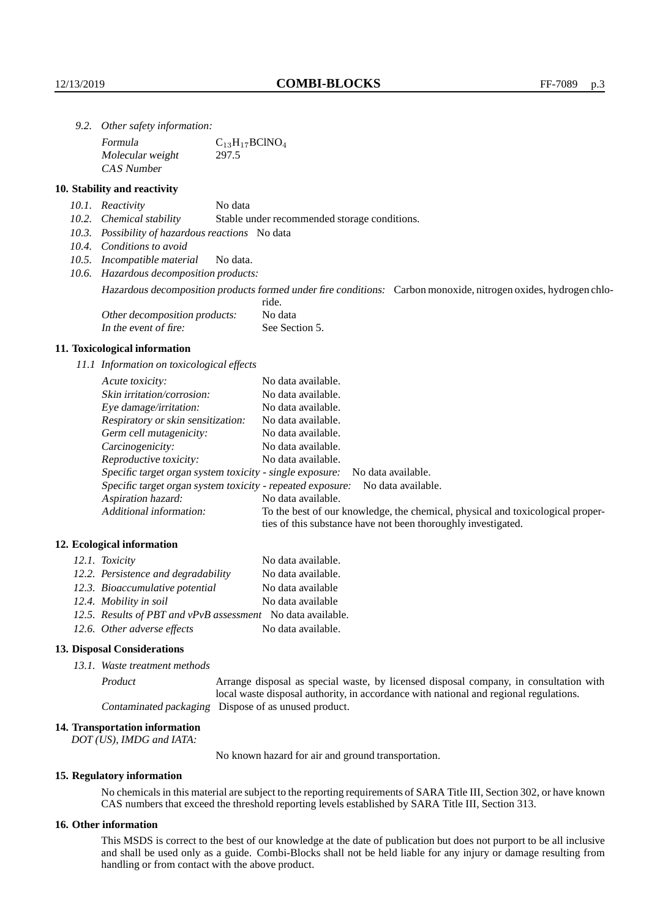*9.2. Other safety information:*

| | |
|---|---|
| *Formula* | $C_{13}H_{17}BClNO_4$ |
| *Molecular weight* | 297.5 |
| *CAS Number* | |

## 10. Stability and reactivity

*10.1. Reactivity* No data

*10.2. Chemical stability* Stable under recommended storage conditions.

*10.3. Possibility of hazardous reactions* No data

*10.4. Conditions to avoid*

*10.5. Incompatible material* No data.

*10.6. Hazardous decomposition products:*

*Hazardous decomposition products formed under fire conditions:* Carbon monoxide, nitrogen oxides, hydrogen chloride.

| | |
|---|---|
| *Other decomposition products:* | No data |
| *In the event of fire:* | See Section 5. |

## 11. Toxicological information

*11.1 Information on toxicological effects*

| | |
|---|---|
| *Acute toxicity:* | No data available. |
| *Skin irritation/corrosion:* | No data available. |
| *Eye damage/irritation:* | No data available. |
| *Respiratory or skin sensitization:* | No data available. |
| *Germ cell mutagenicity:* | No data available. |
| *Carcinogenicity:* | No data available. |
| *Reproductive toxicity:* | No data available. |
| *Specific target organ system toxicity - single exposure:* | No data available. |
| *Specific target organ system toxicity - repeated exposure:* | No data available. |
| *Aspiration hazard:* | No data available. |
| *Additional information:* | To the best of our knowledge, the chemical, physical and toxicological properties of this substance have not been thoroughly investigated. |

## 12. Ecological information

| | |
|---|---|
| *12.1. Toxicity* | No data available. |
| *12.2. Persistence and degradability* | No data available. |
| *12.3. Bioaccumulative potential* | No data available |
| *12.4. Mobility in soil* | No data available |
| *12.5. Results of PBT and vPvB assessment* | No data available. |
| *12.6. Other adverse effects* | No data available. |

## 13. Disposal Considerations

*13.1. Waste treatment methods*

| | |
|---|---|
| *Product* | Arrange disposal as special waste, by licensed disposal company, in consultation with local waste disposal authority, in accordance with national and regional regulations. |
| *Contaminated packaging* | Dispose of as unused product. |

## 14. Transportation information

*DOT (US), IMDG and IATA:*

No known hazard for air and ground transportation.

## 15. Regulatory information

No chemicals in this material are subject to the reporting requirements of SARA Title III, Section 302, or have known CAS numbers that exceed the threshold reporting levels established by SARA Title III, Section 313.

## 16. Other information

This MSDS is correct to the best of our knowledge at the date of publication but does not purport to be all inclusive and shall be used only as a guide. Combi-Blocks shall not be held liable for any injury or damage resulting from handling or from contact with the above product.